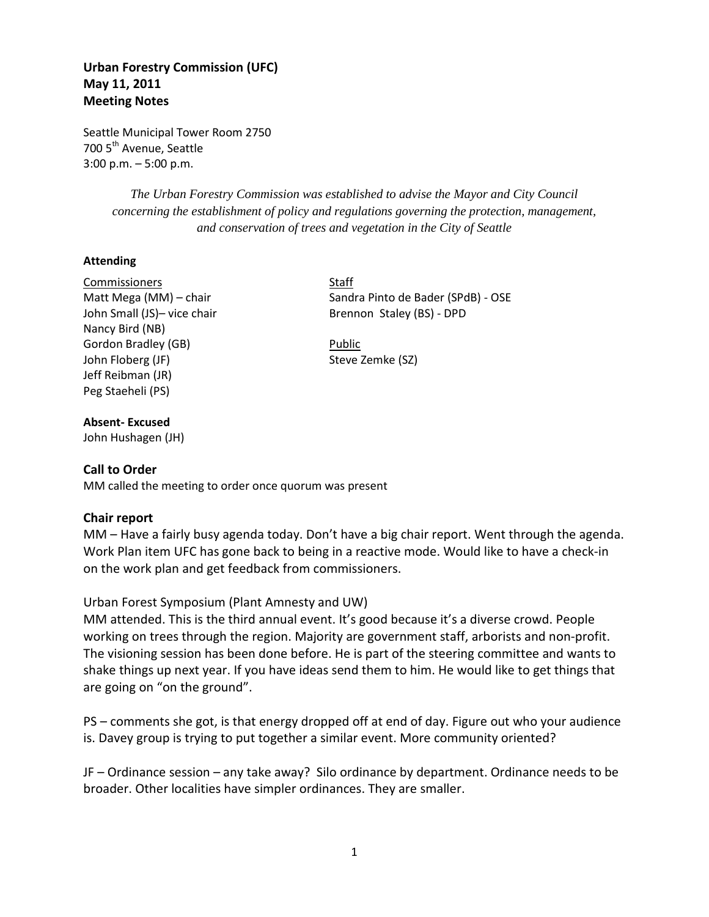**Urban Forestry Commission (UFC)**
**May 11, 2011**
**Meeting Notes**

Seattle Municipal Tower Room 2750
700 5th Avenue, Seattle
3:00 p.m. – 5:00 p.m.

*The Urban Forestry Commission was established to advise the Mayor and City Council concerning the establishment of policy and regulations governing the protection, management, and conservation of trees and vegetation in the City of Seattle*

**Attending**

Commissioners
Matt Mega (MM) – chair
John Small (JS)– vice chair
Nancy Bird (NB)
Gordon Bradley (GB)
John Floberg (JF)
Jeff Reibman (JR)
Peg Staeheli (PS)

Staff
Sandra Pinto de Bader (SPdB) - OSE
Brennon Staley (BS) - DPD

Public
Steve Zemke (SZ)

**Absent- Excused**
John Hushagen (JH)

## Call to Order

MM called the meeting to order once quorum was present

## Chair report

MM – Have a fairly busy agenda today. Don't have a big chair report. Went through the agenda. Work Plan item UFC has gone back to being in a reactive mode. Would like to have a check-in on the work plan and get feedback from commissioners.

Urban Forest Symposium (Plant Amnesty and UW)
MM attended. This is the third annual event. It's good because it's a diverse crowd. People working on trees through the region. Majority are government staff, arborists and non-profit. The visioning session has been done before. He is part of the steering committee and wants to shake things up next year. If you have ideas send them to him. He would like to get things that are going on "on the ground".

PS – comments she got, is that energy dropped off at end of day. Figure out who your audience is. Davey group is trying to put together a similar event. More community oriented?

JF – Ordinance session – any take away? Silo ordinance by department. Ordinance needs to be broader. Other localities have simpler ordinances. They are smaller.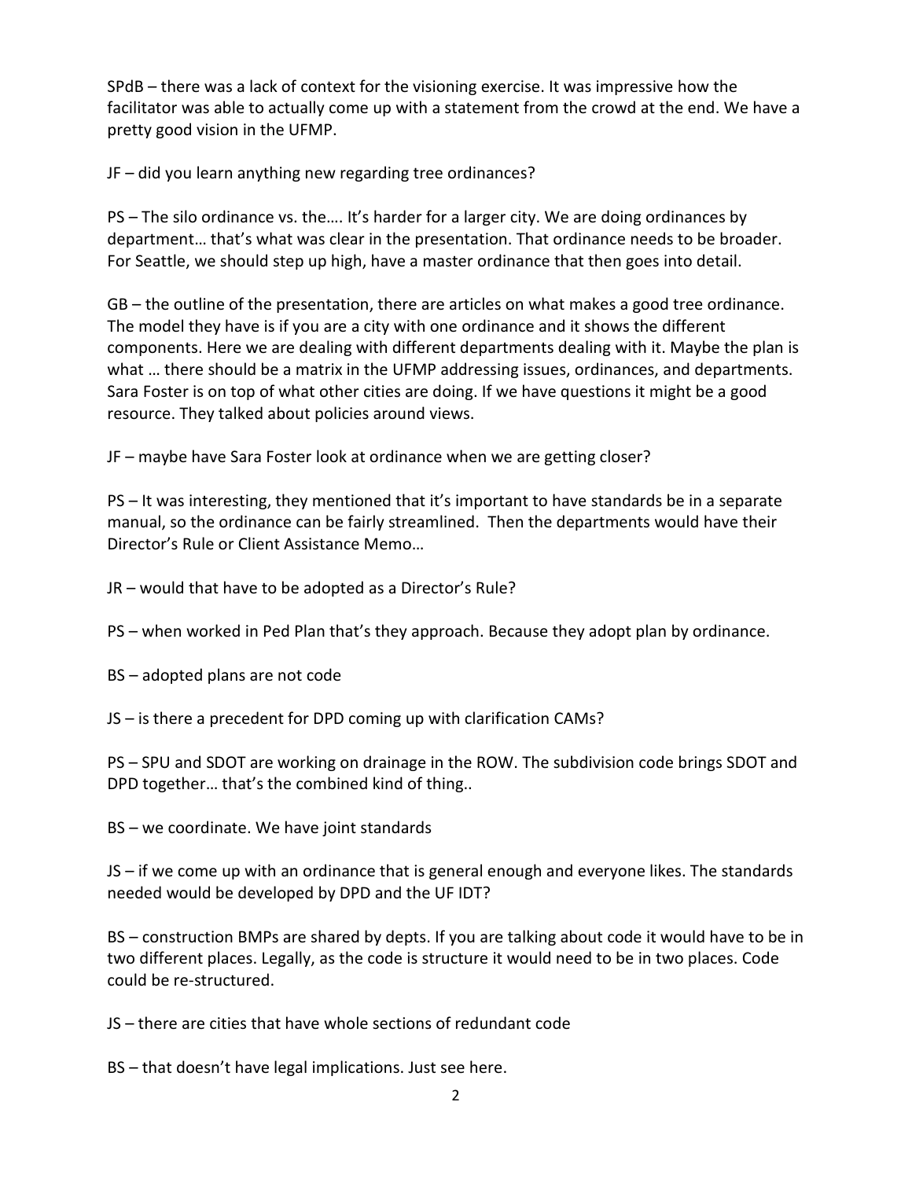SPdB – there was a lack of context for the visioning exercise. It was impressive how the facilitator was able to actually come up with a statement from the crowd at the end. We have a pretty good vision in the UFMP.

JF – did you learn anything new regarding tree ordinances?

PS – The silo ordinance vs. the…. It's harder for a larger city. We are doing ordinances by department… that's what was clear in the presentation. That ordinance needs to be broader. For Seattle, we should step up high, have a master ordinance that then goes into detail.

GB – the outline of the presentation, there are articles on what makes a good tree ordinance. The model they have is if you are a city with one ordinance and it shows the different components. Here we are dealing with different departments dealing with it. Maybe the plan is what … there should be a matrix in the UFMP addressing issues, ordinances, and departments. Sara Foster is on top of what other cities are doing. If we have questions it might be a good resource. They talked about policies around views.

JF – maybe have Sara Foster look at ordinance when we are getting closer?

PS – It was interesting, they mentioned that it's important to have standards be in a separate manual, so the ordinance can be fairly streamlined. Then the departments would have their Director's Rule or Client Assistance Memo…

JR – would that have to be adopted as a Director's Rule?

PS – when worked in Ped Plan that's they approach. Because they adopt plan by ordinance.

BS – adopted plans are not code

JS – is there a precedent for DPD coming up with clarification CAMs?

PS – SPU and SDOT are working on drainage in the ROW. The subdivision code brings SDOT and DPD together… that's the combined kind of thing..

BS – we coordinate. We have joint standards

JS – if we come up with an ordinance that is general enough and everyone likes. The standards needed would be developed by DPD and the UF IDT?

BS – construction BMPs are shared by depts. If you are talking about code it would have to be in two different places. Legally, as the code is structure it would need to be in two places. Code could be re-structured.

JS – there are cities that have whole sections of redundant code

BS – that doesn't have legal implications. Just see here.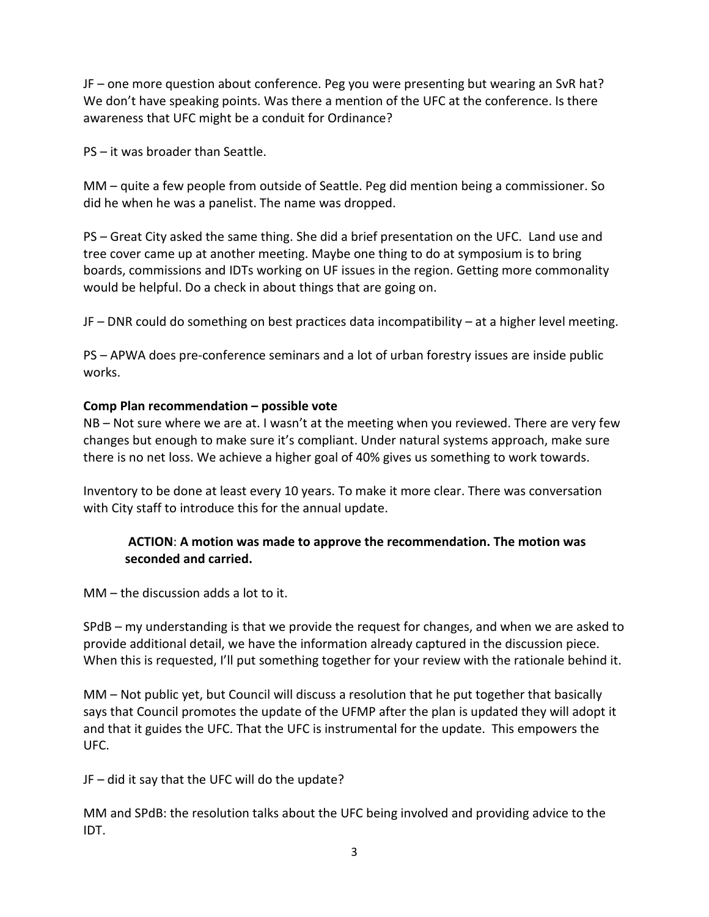JF – one more question about conference. Peg you were presenting but wearing an SvR hat? We don't have speaking points. Was there a mention of the UFC at the conference. Is there awareness that UFC might be a conduit for Ordinance?

PS – it was broader than Seattle.

MM – quite a few people from outside of Seattle. Peg did mention being a commissioner. So did he when he was a panelist. The name was dropped.

PS – Great City asked the same thing. She did a brief presentation on the UFC. Land use and tree cover came up at another meeting. Maybe one thing to do at symposium is to bring boards, commissions and IDTs working on UF issues in the region. Getting more commonality would be helpful. Do a check in about things that are going on.

JF – DNR could do something on best practices data incompatibility – at a higher level meeting.

PS – APWA does pre-conference seminars and a lot of urban forestry issues are inside public works.

**Comp Plan recommendation – possible vote**

NB – Not sure where we are at. I wasn't at the meeting when you reviewed. There are very few changes but enough to make sure it's compliant. Under natural systems approach, make sure there is no net loss. We achieve a higher goal of 40% gives us something to work towards.

Inventory to be done at least every 10 years. To make it more clear. There was conversation with City staff to introduce this for the annual update.

> **ACTION**: **A motion was made to approve the recommendation. The motion was seconded and carried.**

MM – the discussion adds a lot to it.

SPdB – my understanding is that we provide the request for changes, and when we are asked to provide additional detail, we have the information already captured in the discussion piece. When this is requested, I'll put something together for your review with the rationale behind it.

MM – Not public yet, but Council will discuss a resolution that he put together that basically says that Council promotes the update of the UFMP after the plan is updated they will adopt it and that it guides the UFC. That the UFC is instrumental for the update. This empowers the UFC.

JF – did it say that the UFC will do the update?

MM and SPdB: the resolution talks about the UFC being involved and providing advice to the IDT.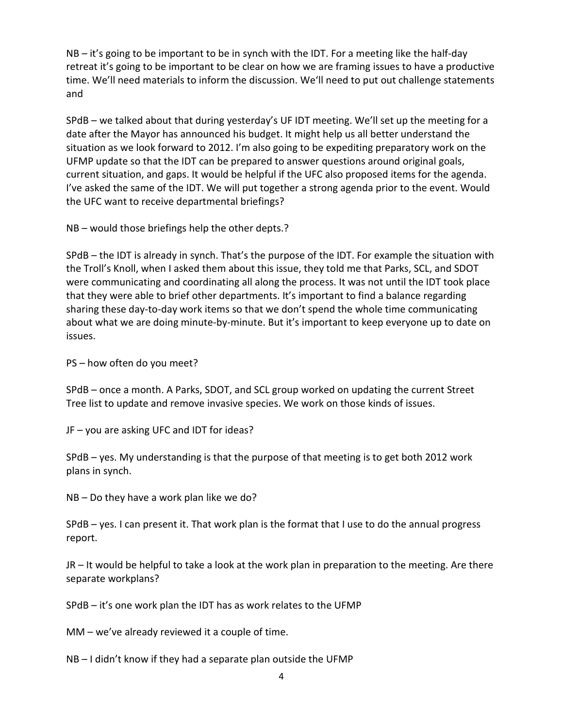NB – it's going to be important to be in synch with the IDT. For a meeting like the half-day retreat it's going to be important to be clear on how we are framing issues to have a productive time. We'll need materials to inform the discussion. We'll need to put out challenge statements and

SPdB – we talked about that during yesterday's UF IDT meeting. We'll set up the meeting for a date after the Mayor has announced his budget. It might help us all better understand the situation as we look forward to 2012. I'm also going to be expediting preparatory work on the UFMP update so that the IDT can be prepared to answer questions around original goals, current situation, and gaps. It would be helpful if the UFC also proposed items for the agenda. I've asked the same of the IDT. We will put together a strong agenda prior to the event. Would the UFC want to receive departmental briefings?

NB – would those briefings help the other depts.?

SPdB – the IDT is already in synch. That's the purpose of the IDT. For example the situation with the Troll's Knoll, when I asked them about this issue, they told me that Parks, SCL, and SDOT were communicating and coordinating all along the process. It was not until the IDT took place that they were able to brief other departments. It's important to find a balance regarding sharing these day-to-day work items so that we don't spend the whole time communicating about what we are doing minute-by-minute. But it's important to keep everyone up to date on issues.

PS – how often do you meet?

SPdB – once a month. A Parks, SDOT, and SCL group worked on updating the current Street Tree list to update and remove invasive species. We work on those kinds of issues.

JF – you are asking UFC and IDT for ideas?

SPdB – yes. My understanding is that the purpose of that meeting is to get both 2012 work plans in synch.

NB – Do they have a work plan like we do?

SPdB – yes. I can present it. That work plan is the format that I use to do the annual progress report.

JR – It would be helpful to take a look at the work plan in preparation to the meeting. Are there separate workplans?

SPdB – it's one work plan the IDT has as work relates to the UFMP

MM – we've already reviewed it a couple of time.

NB – I didn't know if they had a separate plan outside the UFMP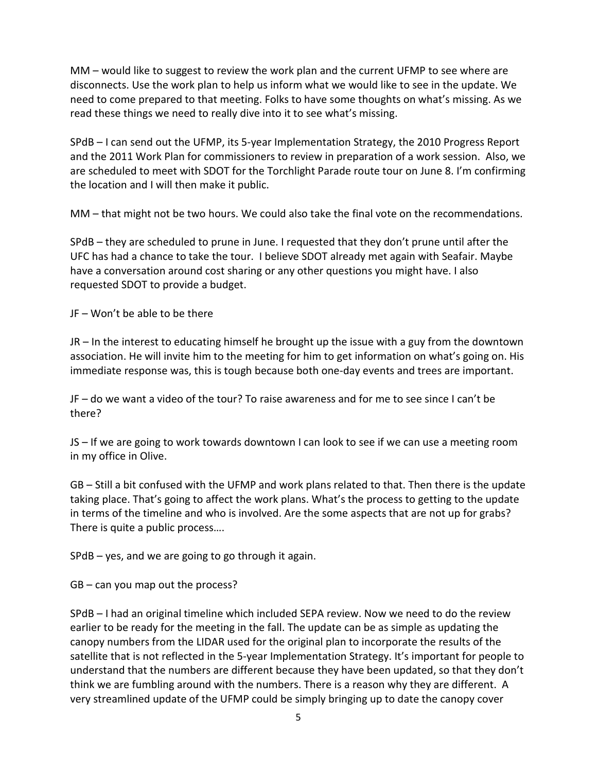MM – would like to suggest to review the work plan and the current UFMP to see where are disconnects. Use the work plan to help us inform what we would like to see in the update. We need to come prepared to that meeting. Folks to have some thoughts on what's missing. As we read these things we need to really dive into it to see what's missing.

SPdB – I can send out the UFMP, its 5-year Implementation Strategy, the 2010 Progress Report and the 2011 Work Plan for commissioners to review in preparation of a work session. Also, we are scheduled to meet with SDOT for the Torchlight Parade route tour on June 8. I'm confirming the location and I will then make it public.

MM – that might not be two hours. We could also take the final vote on the recommendations.

SPdB – they are scheduled to prune in June. I requested that they don't prune until after the UFC has had a chance to take the tour. I believe SDOT already met again with Seafair. Maybe have a conversation around cost sharing or any other questions you might have. I also requested SDOT to provide a budget.

JF – Won't be able to be there

JR – In the interest to educating himself he brought up the issue with a guy from the downtown association. He will invite him to the meeting for him to get information on what's going on. His immediate response was, this is tough because both one-day events and trees are important.

JF – do we want a video of the tour? To raise awareness and for me to see since I can't be there?

JS – If we are going to work towards downtown I can look to see if we can use a meeting room in my office in Olive.

GB – Still a bit confused with the UFMP and work plans related to that. Then there is the update taking place. That's going to affect the work plans. What's the process to getting to the update in terms of the timeline and who is involved. Are the some aspects that are not up for grabs? There is quite a public process….

SPdB – yes, and we are going to go through it again.

GB – can you map out the process?

SPdB – I had an original timeline which included SEPA review. Now we need to do the review earlier to be ready for the meeting in the fall. The update can be as simple as updating the canopy numbers from the LIDAR used for the original plan to incorporate the results of the satellite that is not reflected in the 5-year Implementation Strategy. It's important for people to understand that the numbers are different because they have been updated, so that they don't think we are fumbling around with the numbers. There is a reason why they are different. A very streamlined update of the UFMP could be simply bringing up to date the canopy cover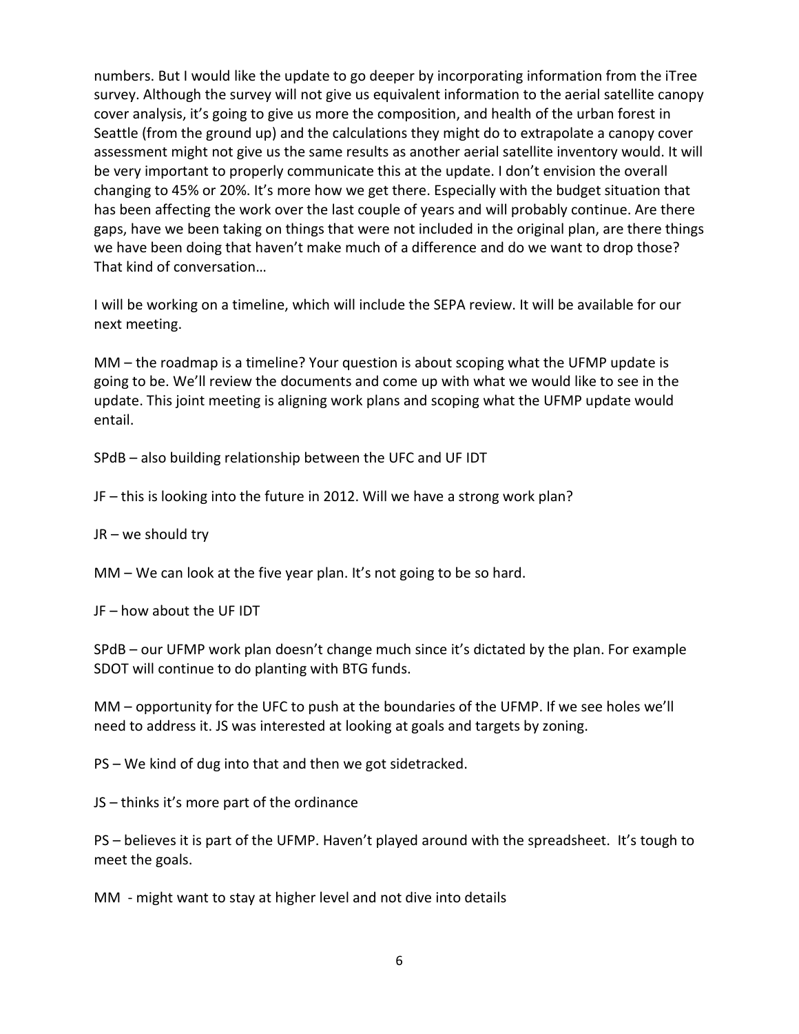numbers. But I would like the update to go deeper by incorporating information from the iTree survey. Although the survey will not give us equivalent information to the aerial satellite canopy cover analysis, it's going to give us more the composition, and health of the urban forest in Seattle (from the ground up) and the calculations they might do to extrapolate a canopy cover assessment might not give us the same results as another aerial satellite inventory would. It will be very important to properly communicate this at the update. I don't envision the overall changing to 45% or 20%. It's more how we get there. Especially with the budget situation that has been affecting the work over the last couple of years and will probably continue. Are there gaps, have we been taking on things that were not included in the original plan, are there things we have been doing that haven't make much of a difference and do we want to drop those? That kind of conversation…

I will be working on a timeline, which will include the SEPA review. It will be available for our next meeting.

MM – the roadmap is a timeline? Your question is about scoping what the UFMP update is going to be. We'll review the documents and come up with what we would like to see in the update. This joint meeting is aligning work plans and scoping what the UFMP update would entail.

SPdB – also building relationship between the UFC and UF IDT

JF – this is looking into the future in 2012. Will we have a strong work plan?

JR – we should try

MM – We can look at the five year plan. It's not going to be so hard.

JF – how about the UF IDT

SPdB – our UFMP work plan doesn't change much since it's dictated by the plan. For example SDOT will continue to do planting with BTG funds.

MM – opportunity for the UFC to push at the boundaries of the UFMP. If we see holes we'll need to address it. JS was interested at looking at goals and targets by zoning.

PS – We kind of dug into that and then we got sidetracked.

JS – thinks it's more part of the ordinance

PS – believes it is part of the UFMP. Haven't played around with the spreadsheet. It's tough to meet the goals.

MM - might want to stay at higher level and not dive into details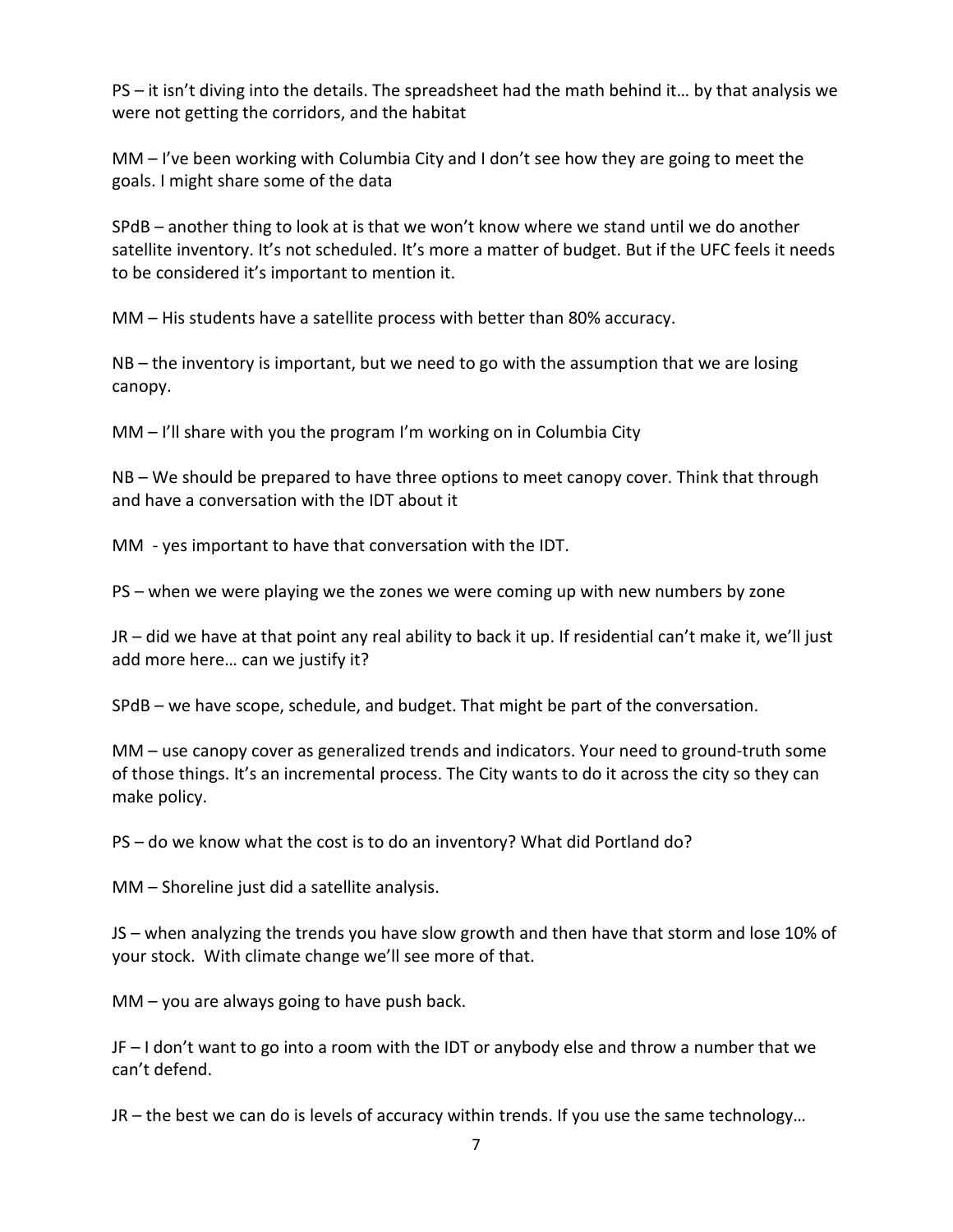PS – it isn't diving into the details. The spreadsheet had the math behind it… by that analysis we were not getting the corridors, and the habitat

MM – I've been working with Columbia City and I don't see how they are going to meet the goals. I might share some of the data

SPdB – another thing to look at is that we won't know where we stand until we do another satellite inventory. It's not scheduled. It's more a matter of budget. But if the UFC feels it needs to be considered it's important to mention it.

MM – His students have a satellite process with better than 80% accuracy.

NB – the inventory is important, but we need to go with the assumption that we are losing canopy.

MM – I'll share with you the program I'm working on in Columbia City

NB – We should be prepared to have three options to meet canopy cover. Think that through and have a conversation with the IDT about it

MM - yes important to have that conversation with the IDT.

PS – when we were playing we the zones we were coming up with new numbers by zone

JR – did we have at that point any real ability to back it up. If residential can't make it, we'll just add more here… can we justify it?

SPdB – we have scope, schedule, and budget. That might be part of the conversation.

MM – use canopy cover as generalized trends and indicators. Your need to ground-truth some of those things. It's an incremental process. The City wants to do it across the city so they can make policy.

PS – do we know what the cost is to do an inventory? What did Portland do?

MM – Shoreline just did a satellite analysis.

JS – when analyzing the trends you have slow growth and then have that storm and lose 10% of your stock. With climate change we'll see more of that.

MM – you are always going to have push back.

JF – I don't want to go into a room with the IDT or anybody else and throw a number that we can't defend.

JR – the best we can do is levels of accuracy within trends. If you use the same technology…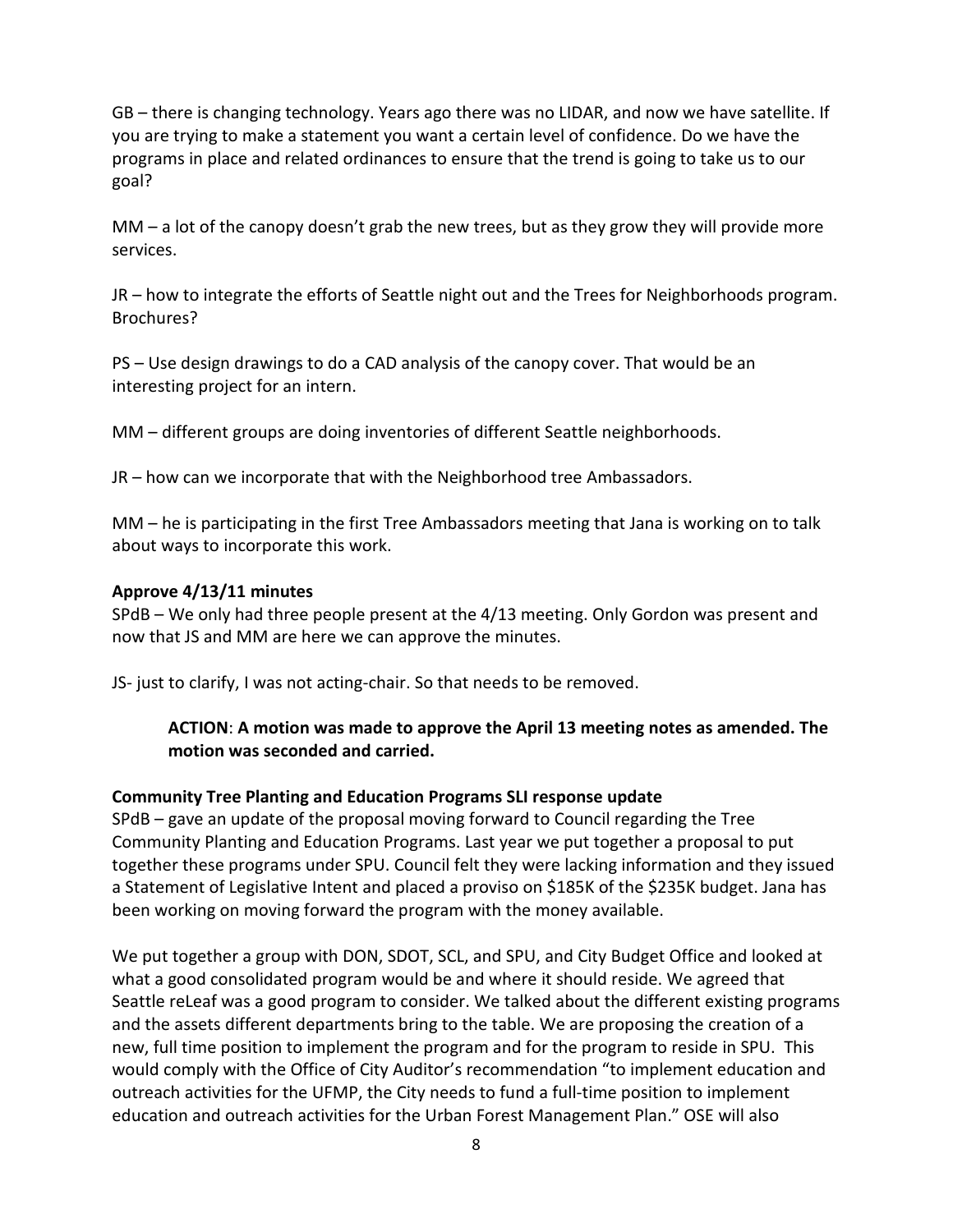GB – there is changing technology. Years ago there was no LIDAR, and now we have satellite. If you are trying to make a statement you want a certain level of confidence. Do we have the programs in place and related ordinances to ensure that the trend is going to take us to our goal?

MM – a lot of the canopy doesn't grab the new trees, but as they grow they will provide more services.

JR – how to integrate the efforts of Seattle night out and the Trees for Neighborhoods program. Brochures?

PS – Use design drawings to do a CAD analysis of the canopy cover. That would be an interesting project for an intern.

MM – different groups are doing inventories of different Seattle neighborhoods.

JR – how can we incorporate that with the Neighborhood tree Ambassadors.

MM – he is participating in the first Tree Ambassadors meeting that Jana is working on to talk about ways to incorporate this work.

**Approve 4/13/11 minutes**

SPdB – We only had three people present at the 4/13 meeting. Only Gordon was present and now that JS and MM are here we can approve the minutes.

JS- just to clarify, I was not acting-chair. So that needs to be removed.

> **ACTION**: **A motion was made to approve the April 13 meeting notes as amended. The motion was seconded and carried.**

**Community Tree Planting and Education Programs SLI response update**

SPdB – gave an update of the proposal moving forward to Council regarding the Tree Community Planting and Education Programs. Last year we put together a proposal to put together these programs under SPU. Council felt they were lacking information and they issued a Statement of Legislative Intent and placed a proviso on $185K of the $235K budget. Jana has been working on moving forward the program with the money available.

We put together a group with DON, SDOT, SCL, and SPU, and City Budget Office and looked at what a good consolidated program would be and where it should reside. We agreed that Seattle reLeaf was a good program to consider. We talked about the different existing programs and the assets different departments bring to the table. We are proposing the creation of a new, full time position to implement the program and for the program to reside in SPU. This would comply with the Office of City Auditor's recommendation "to implement education and outreach activities for the UFMP, the City needs to fund a full-time position to implement education and outreach activities for the Urban Forest Management Plan." OSE will also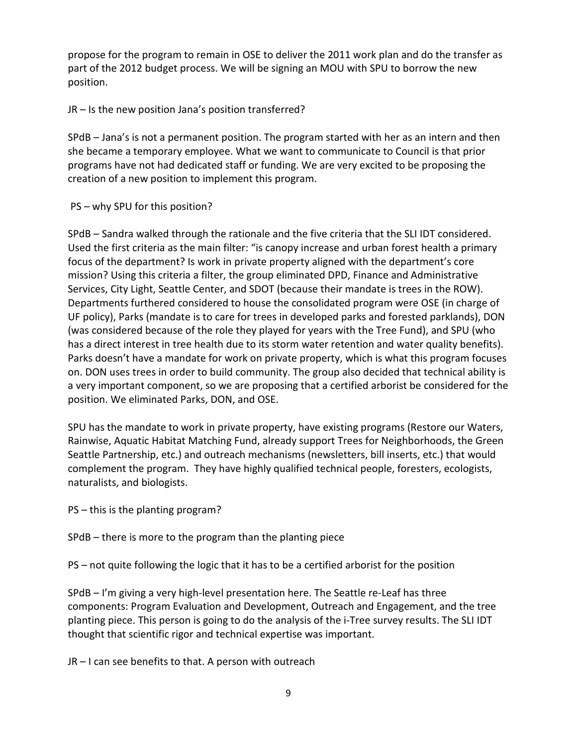propose for the program to remain in OSE to deliver the 2011 work plan and do the transfer as part of the 2012 budget process. We will be signing an MOU with SPU to borrow the new position.

JR – Is the new position Jana's position transferred?

SPdB – Jana's is not a permanent position. The program started with her as an intern and then she became a temporary employee. What we want to communicate to Council is that prior programs have not had dedicated staff or funding. We are very excited to be proposing the creation of a new position to implement this program.

PS – why SPU for this position?

SPdB – Sandra walked through the rationale and the five criteria that the SLI IDT considered. Used the first criteria as the main filter: "is canopy increase and urban forest health a primary focus of the department? Is work in private property aligned with the department's core mission? Using this criteria a filter, the group eliminated DPD, Finance and Administrative Services, City Light, Seattle Center, and SDOT (because their mandate is trees in the ROW). Departments furthered considered to house the consolidated program were OSE (in charge of UF policy), Parks (mandate is to care for trees in developed parks and forested parklands), DON (was considered because of the role they played for years with the Tree Fund), and SPU (who has a direct interest in tree health due to its storm water retention and water quality benefits). Parks doesn't have a mandate for work on private property, which is what this program focuses on. DON uses trees in order to build community. The group also decided that technical ability is a very important component, so we are proposing that a certified arborist be considered for the position. We eliminated Parks, DON, and OSE.

SPU has the mandate to work in private property, have existing programs (Restore our Waters, Rainwise, Aquatic Habitat Matching Fund, already support Trees for Neighborhoods, the Green Seattle Partnership, etc.) and outreach mechanisms (newsletters, bill inserts, etc.) that would complement the program. They have highly qualified technical people, foresters, ecologists, naturalists, and biologists.

PS – this is the planting program?

SPdB – there is more to the program than the planting piece

PS – not quite following the logic that it has to be a certified arborist for the position

SPdB – I'm giving a very high-level presentation here. The Seattle re-Leaf has three components: Program Evaluation and Development, Outreach and Engagement, and the tree planting piece. This person is going to do the analysis of the i-Tree survey results. The SLI IDT thought that scientific rigor and technical expertise was important.

JR – I can see benefits to that. A person with outreach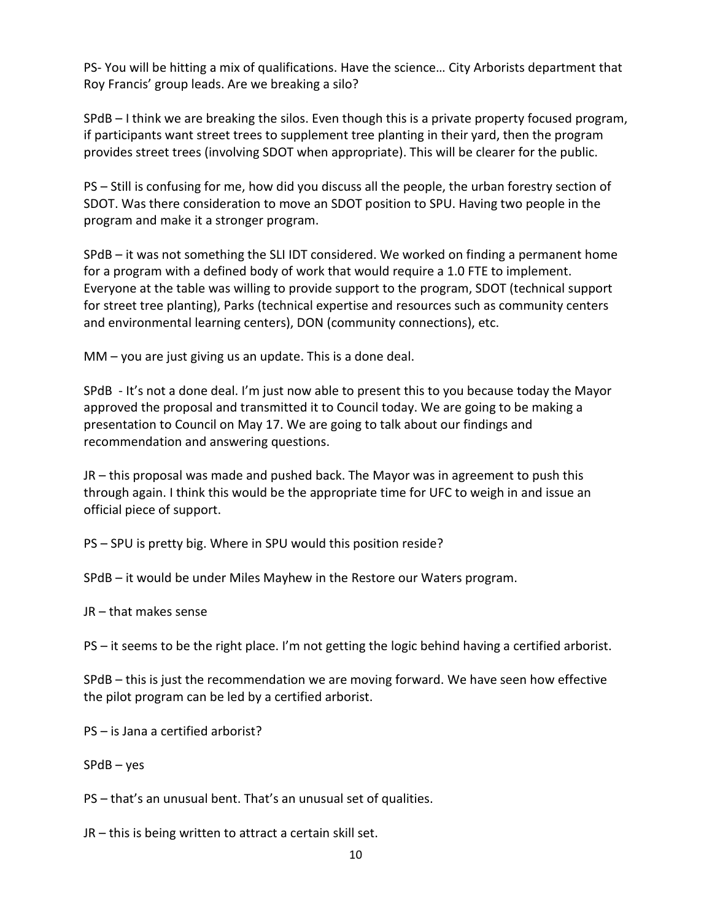PS- You will be hitting a mix of qualifications. Have the science… City Arborists department that Roy Francis' group leads. Are we breaking a silo?

SPdB – I think we are breaking the silos. Even though this is a private property focused program, if participants want street trees to supplement tree planting in their yard, then the program provides street trees (involving SDOT when appropriate). This will be clearer for the public.

PS – Still is confusing for me, how did you discuss all the people, the urban forestry section of SDOT. Was there consideration to move an SDOT position to SPU. Having two people in the program and make it a stronger program.

SPdB – it was not something the SLI IDT considered. We worked on finding a permanent home for a program with a defined body of work that would require a 1.0 FTE to implement. Everyone at the table was willing to provide support to the program, SDOT (technical support for street tree planting), Parks (technical expertise and resources such as community centers and environmental learning centers), DON (community connections), etc.

MM – you are just giving us an update. This is a done deal.

SPdB - It's not a done deal. I'm just now able to present this to you because today the Mayor approved the proposal and transmitted it to Council today. We are going to be making a presentation to Council on May 17. We are going to talk about our findings and recommendation and answering questions.

JR – this proposal was made and pushed back. The Mayor was in agreement to push this through again. I think this would be the appropriate time for UFC to weigh in and issue an official piece of support.

PS – SPU is pretty big. Where in SPU would this position reside?

SPdB – it would be under Miles Mayhew in the Restore our Waters program.

JR – that makes sense

PS – it seems to be the right place. I'm not getting the logic behind having a certified arborist.

SPdB – this is just the recommendation we are moving forward. We have seen how effective the pilot program can be led by a certified arborist.

PS – is Jana a certified arborist?

SPdB – yes

PS – that's an unusual bent. That's an unusual set of qualities.

JR – this is being written to attract a certain skill set.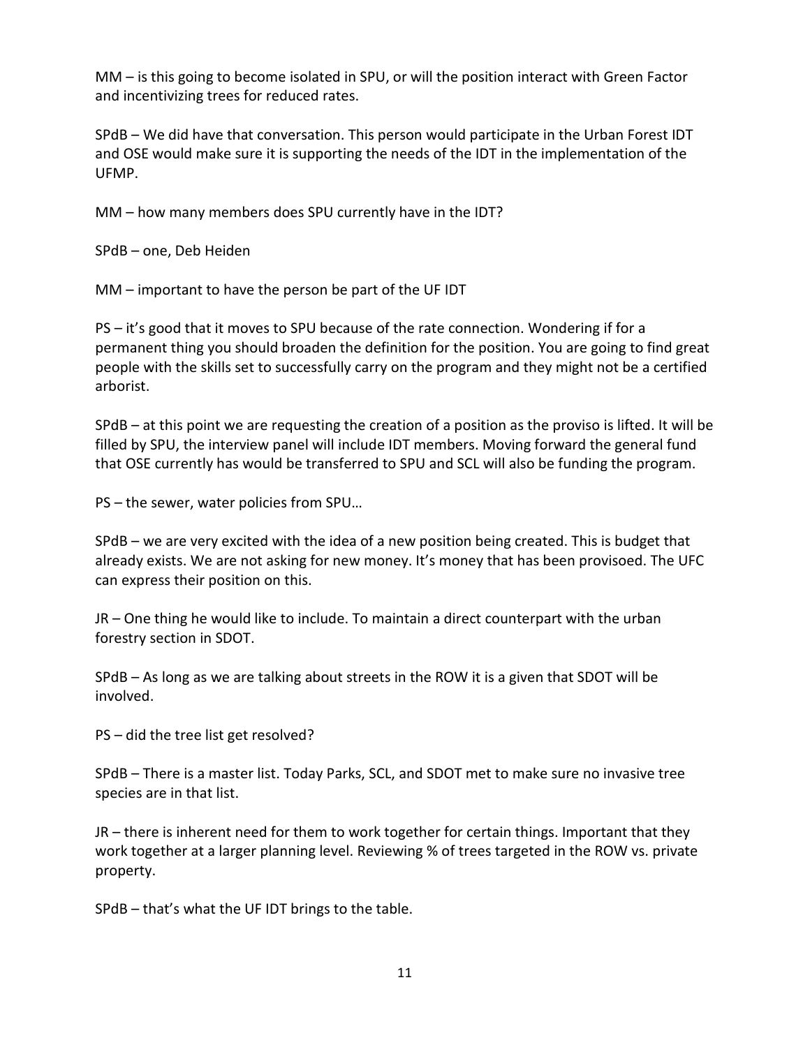MM – is this going to become isolated in SPU, or will the position interact with Green Factor and incentivizing trees for reduced rates.

SPdB – We did have that conversation. This person would participate in the Urban Forest IDT and OSE would make sure it is supporting the needs of the IDT in the implementation of the UFMP.

MM – how many members does SPU currently have in the IDT?

SPdB – one, Deb Heiden

MM – important to have the person be part of the UF IDT

PS – it's good that it moves to SPU because of the rate connection. Wondering if for a permanent thing you should broaden the definition for the position. You are going to find great people with the skills set to successfully carry on the program and they might not be a certified arborist.

SPdB – at this point we are requesting the creation of a position as the proviso is lifted. It will be filled by SPU, the interview panel will include IDT members. Moving forward the general fund that OSE currently has would be transferred to SPU and SCL will also be funding the program.

PS – the sewer, water policies from SPU…

SPdB – we are very excited with the idea of a new position being created. This is budget that already exists. We are not asking for new money. It's money that has been provisoed. The UFC can express their position on this.

JR – One thing he would like to include. To maintain a direct counterpart with the urban forestry section in SDOT.

SPdB – As long as we are talking about streets in the ROW it is a given that SDOT will be involved.

PS – did the tree list get resolved?

SPdB – There is a master list. Today Parks, SCL, and SDOT met to make sure no invasive tree species are in that list.

JR – there is inherent need for them to work together for certain things. Important that they work together at a larger planning level. Reviewing % of trees targeted in the ROW vs. private property.

SPdB – that's what the UF IDT brings to the table.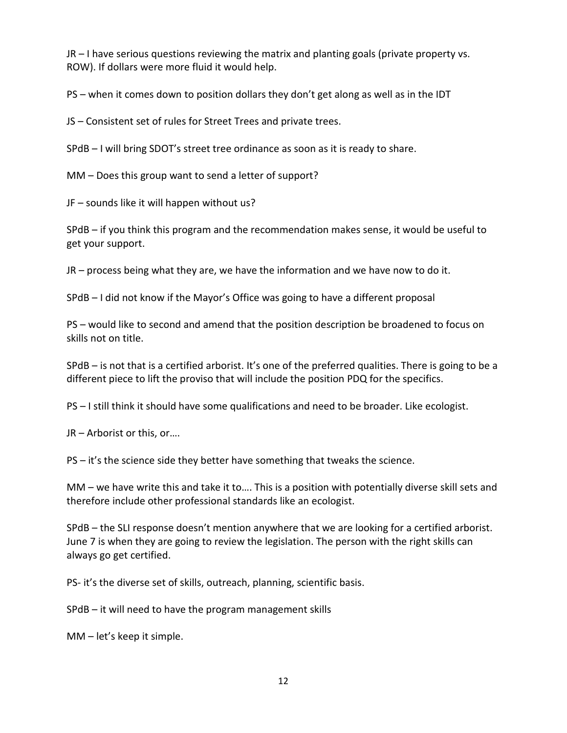JR – I have serious questions reviewing the matrix and planting goals (private property vs. ROW). If dollars were more fluid it would help.

PS – when it comes down to position dollars they don't get along as well as in the IDT

JS – Consistent set of rules for Street Trees and private trees.

SPdB – I will bring SDOT's street tree ordinance as soon as it is ready to share.

MM – Does this group want to send a letter of support?

JF – sounds like it will happen without us?

SPdB – if you think this program and the recommendation makes sense, it would be useful to get your support.

JR – process being what they are, we have the information and we have now to do it.

SPdB – I did not know if the Mayor's Office was going to have a different proposal

PS – would like to second and amend that the position description be broadened to focus on skills not on title.

SPdB – is not that is a certified arborist. It's one of the preferred qualities. There is going to be a different piece to lift the proviso that will include the position PDQ for the specifics.

PS – I still think it should have some qualifications and need to be broader. Like ecologist.

JR – Arborist or this, or….

PS – it's the science side they better have something that tweaks the science.

MM – we have write this and take it to…. This is a position with potentially diverse skill sets and therefore include other professional standards like an ecologist.

SPdB – the SLI response doesn't mention anywhere that we are looking for a certified arborist. June 7 is when they are going to review the legislation. The person with the right skills can always go get certified.

PS- it's the diverse set of skills, outreach, planning, scientific basis.

SPdB – it will need to have the program management skills

MM – let's keep it simple.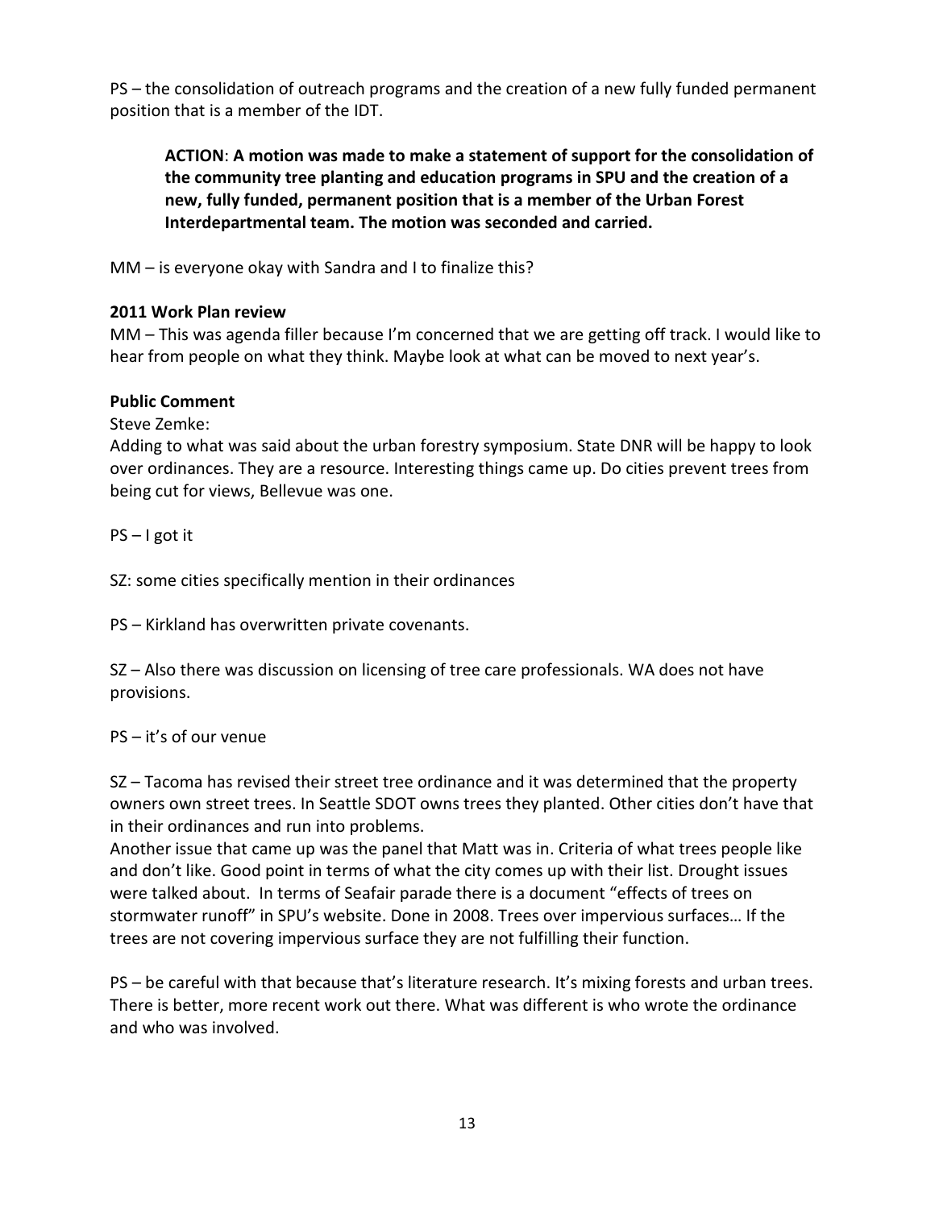PS – the consolidation of outreach programs and the creation of a new fully funded permanent position that is a member of the IDT.

> **ACTION**: **A motion was made to make a statement of support for the consolidation of the community tree planting and education programs in SPU and the creation of a new, fully funded, permanent position that is a member of the Urban Forest Interdepartmental team. The motion was seconded and carried.**

MM – is everyone okay with Sandra and I to finalize this?

**2011 Work Plan review**

MM – This was agenda filler because I'm concerned that we are getting off track. I would like to hear from people on what they think. Maybe look at what can be moved to next year's.

**Public Comment**

Steve Zemke:

Adding to what was said about the urban forestry symposium. State DNR will be happy to look over ordinances. They are a resource. Interesting things came up. Do cities prevent trees from being cut for views, Bellevue was one.

PS – I got it

SZ: some cities specifically mention in their ordinances

PS – Kirkland has overwritten private covenants.

SZ – Also there was discussion on licensing of tree care professionals. WA does not have provisions.

PS – it's of our venue

SZ – Tacoma has revised their street tree ordinance and it was determined that the property owners own street trees. In Seattle SDOT owns trees they planted. Other cities don't have that in their ordinances and run into problems.

Another issue that came up was the panel that Matt was in. Criteria of what trees people like and don't like. Good point in terms of what the city comes up with their list. Drought issues were talked about. In terms of Seafair parade there is a document "effects of trees on stormwater runoff" in SPU's website. Done in 2008. Trees over impervious surfaces… If the trees are not covering impervious surface they are not fulfilling their function.

PS – be careful with that because that's literature research. It's mixing forests and urban trees. There is better, more recent work out there. What was different is who wrote the ordinance and who was involved.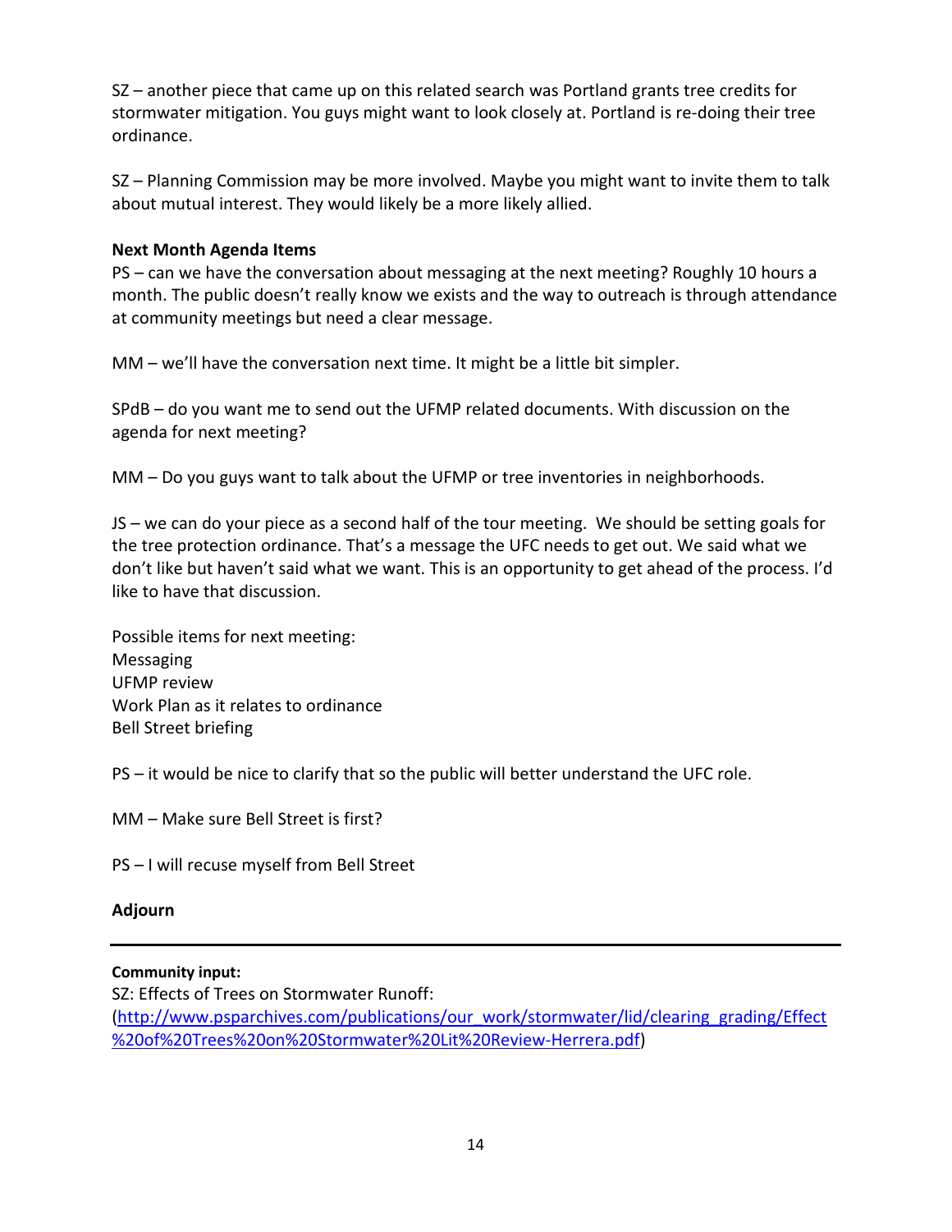SZ – another piece that came up on this related search was Portland grants tree credits for stormwater mitigation. You guys might want to look closely at. Portland is re-doing their tree ordinance.

SZ – Planning Commission may be more involved. Maybe you might want to invite them to talk about mutual interest. They would likely be a more likely allied.

**Next Month Agenda Items**

PS – can we have the conversation about messaging at the next meeting? Roughly 10 hours a month. The public doesn't really know we exists and the way to outreach is through attendance at community meetings but need a clear message.

MM – we'll have the conversation next time. It might be a little bit simpler.

SPdB – do you want me to send out the UFMP related documents. With discussion on the agenda for next meeting?

MM – Do you guys want to talk about the UFMP or tree inventories in neighborhoods.

JS – we can do your piece as a second half of the tour meeting. We should be setting goals for the tree protection ordinance. That's a message the UFC needs to get out. We said what we don't like but haven't said what we want. This is an opportunity to get ahead of the process. I'd like to have that discussion.

Possible items for next meeting:
Messaging
UFMP review
Work Plan as it relates to ordinance
Bell Street briefing

PS – it would be nice to clarify that so the public will better understand the UFC role.

MM – Make sure Bell Street is first?

PS – I will recuse myself from Bell Street

**Adjourn**

---

**Community input:**
SZ: Effects of Trees on Stormwater Runoff:
(http://www.psparchives.com/publications/our_work/stormwater/lid/clearing_grading/Effect%20of%20Trees%20on%20Stormwater%20Lit%20Review-Herrera.pdf)